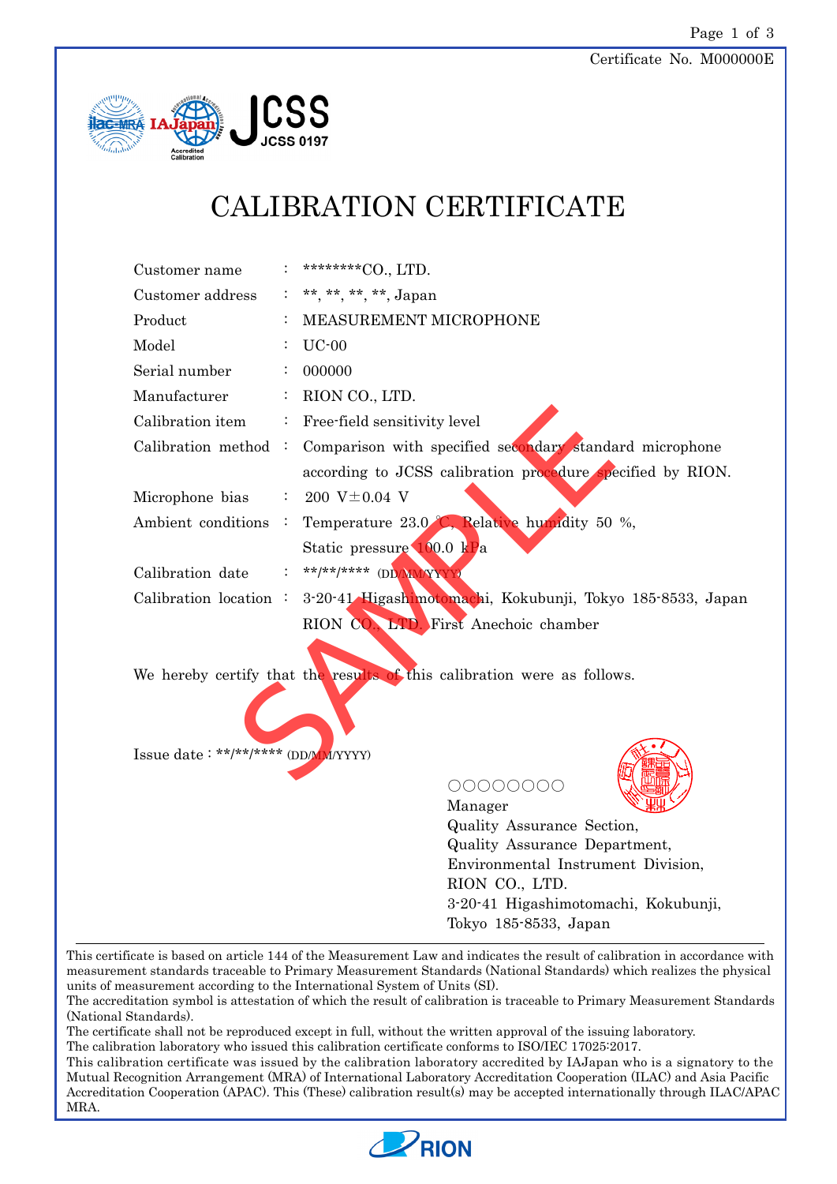Certificate No. M000000E

# CALIBRATION CERTIFICATE

| | | |
|---|---|---|
| Customer name | : | ********CO., LTD. |
| Customer address | : | **, **, **, **, Japan |
| Product | : | MEASUREMENT MICROPHONE |
| Model | : | UC-00 |
| Serial number | : | 000000 |
| Manufacturer | : | RION CO., LTD. |
| Calibration item | : | Free-field sensitivity level |
| Calibration method | : | Comparison with specified secondary standard microphone according to JCSS calibration procedure specified by RION. |
| Microphone bias | : | 200 V±0.04 V |
| Ambient conditions | : | Temperature 23.0 °C, Relative humidity 50 %, Static pressure 100.0 kPa |
| Calibration date | : | \*\*/\*\*/\*\*\*\* (DD/MM/YYYY) |
| Calibration location | : | 3-20-41 Higashimotomachi, Kokubunji, Tokyo 185-8533, Japan RION CO., LTD. First Anechoic chamber |

We hereby certify that the results of this calibration were as follows.

Issue date : \*\*/\*\*/\*\*\*\* (DD/MM/YYYY)

○○○○○○○○
Manager
Quality Assurance Section,
Quality Assurance Department,
Environmental Instrument Division,
RION CO., LTD.
3-20-41 Higashimotomachi, Kokubunji,
Tokyo 185-8533, Japan

---

This certificate is based on article 144 of the Measurement Law and indicates the result of calibration in accordance with measurement standards traceable to Primary Measurement Standards (National Standards) which realizes the physical units of measurement according to the International System of Units (SI).
The accreditation symbol is attestation of which the result of calibration is traceable to Primary Measurement Standards (National Standards).
The certificate shall not be reproduced except in full, without the written approval of the issuing laboratory.
The calibration laboratory who issued this calibration certificate conforms to ISO/IEC 17025:2017.
This calibration certificate was issued by the calibration laboratory accredited by IAJapan who is a signatory to the Mutual Recognition Arrangement (MRA) of International Laboratory Accreditation Cooperation (ILAC) and Asia Pacific Accreditation Cooperation (APAC). This (These) calibration result(s) may be accepted internationally through ILAC/APAC MRA.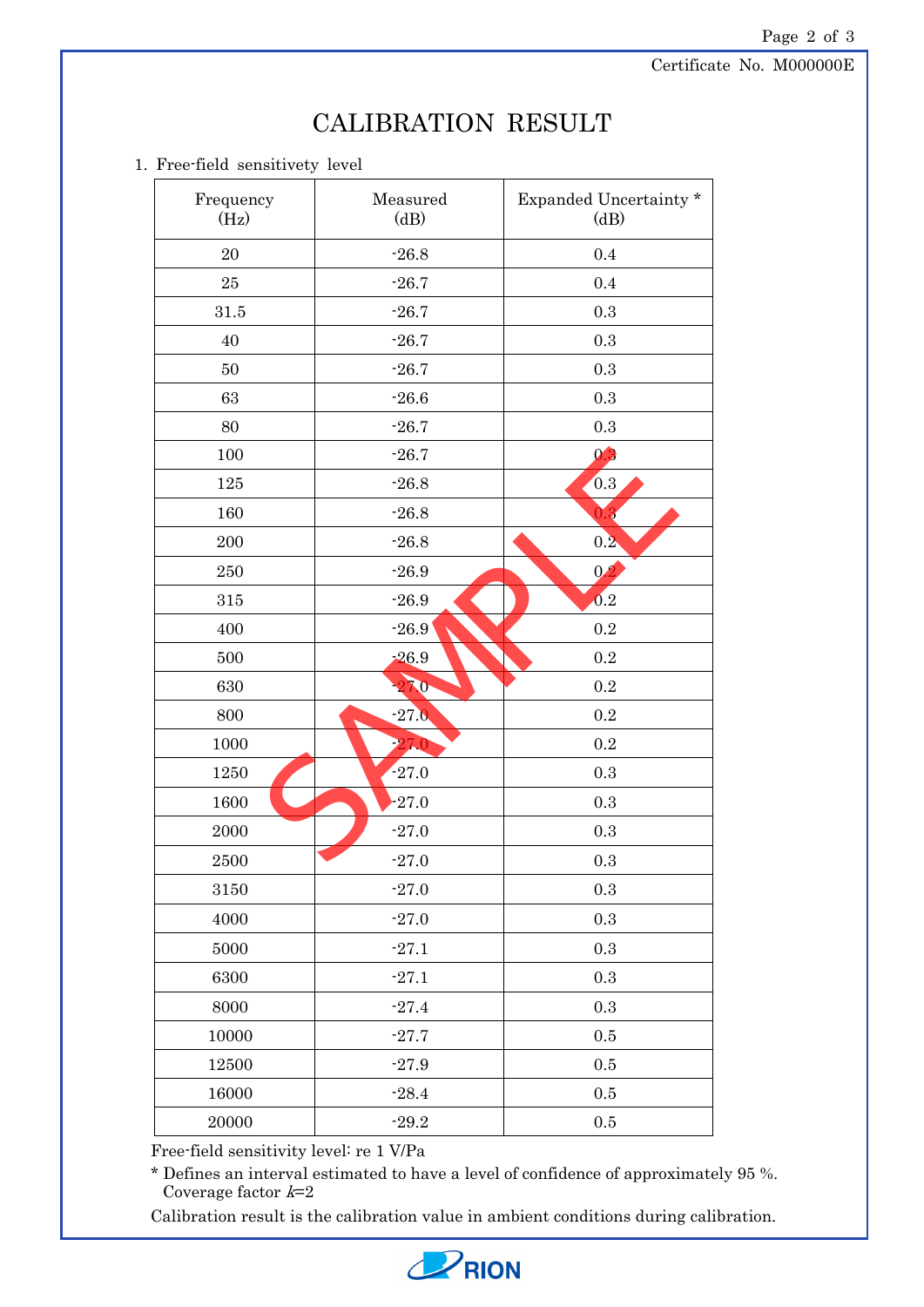Certificate No. M000000E

# CALIBRATION RESULT

1. Free-field sensitivety level

| Frequency (Hz) | Measured (dB) | Expanded Uncertainty * (dB) |
|---|---|---|
| 20 | -26.8 | 0.4 |
| 25 | -26.7 | 0.4 |
| 31.5 | -26.7 | 0.3 |
| 40 | -26.7 | 0.3 |
| 50 | -26.7 | 0.3 |
| 63 | -26.6 | 0.3 |
| 80 | -26.7 | 0.3 |
| 100 | -26.7 | 0.3 |
| 125 | -26.8 | 0.3 |
| 160 | -26.8 | 0.3 |
| 200 | -26.8 | 0.2 |
| 250 | -26.9 | 0.2 |
| 315 | -26.9 | 0.2 |
| 400 | -26.9 | 0.2 |
| 500 | -26.9 | 0.2 |
| 630 | -27.0 | 0.2 |
| 800 | -27.0 | 0.2 |
| 1000 | -27.0 | 0.2 |
| 1250 | -27.0 | 0.3 |
| 1600 | -27.0 | 0.3 |
| 2000 | -27.0 | 0.3 |
| 2500 | -27.0 | 0.3 |
| 3150 | -27.0 | 0.3 |
| 4000 | -27.0 | 0.3 |
| 5000 | -27.1 | 0.3 |
| 6300 | -27.1 | 0.3 |
| 8000 | -27.4 | 0.3 |
| 10000 | -27.7 | 0.5 |
| 12500 | -27.9 | 0.5 |
| 16000 | -28.4 | 0.5 |
| 20000 | -29.2 | 0.5 |

Free-field sensitivity level: re 1 V/Pa

* Defines an interval estimated to have a level of confidence of approximately 95 %. Coverage factor $k$=2

Calibration result is the calibration value in ambient conditions during calibration.

SAMPLE

RION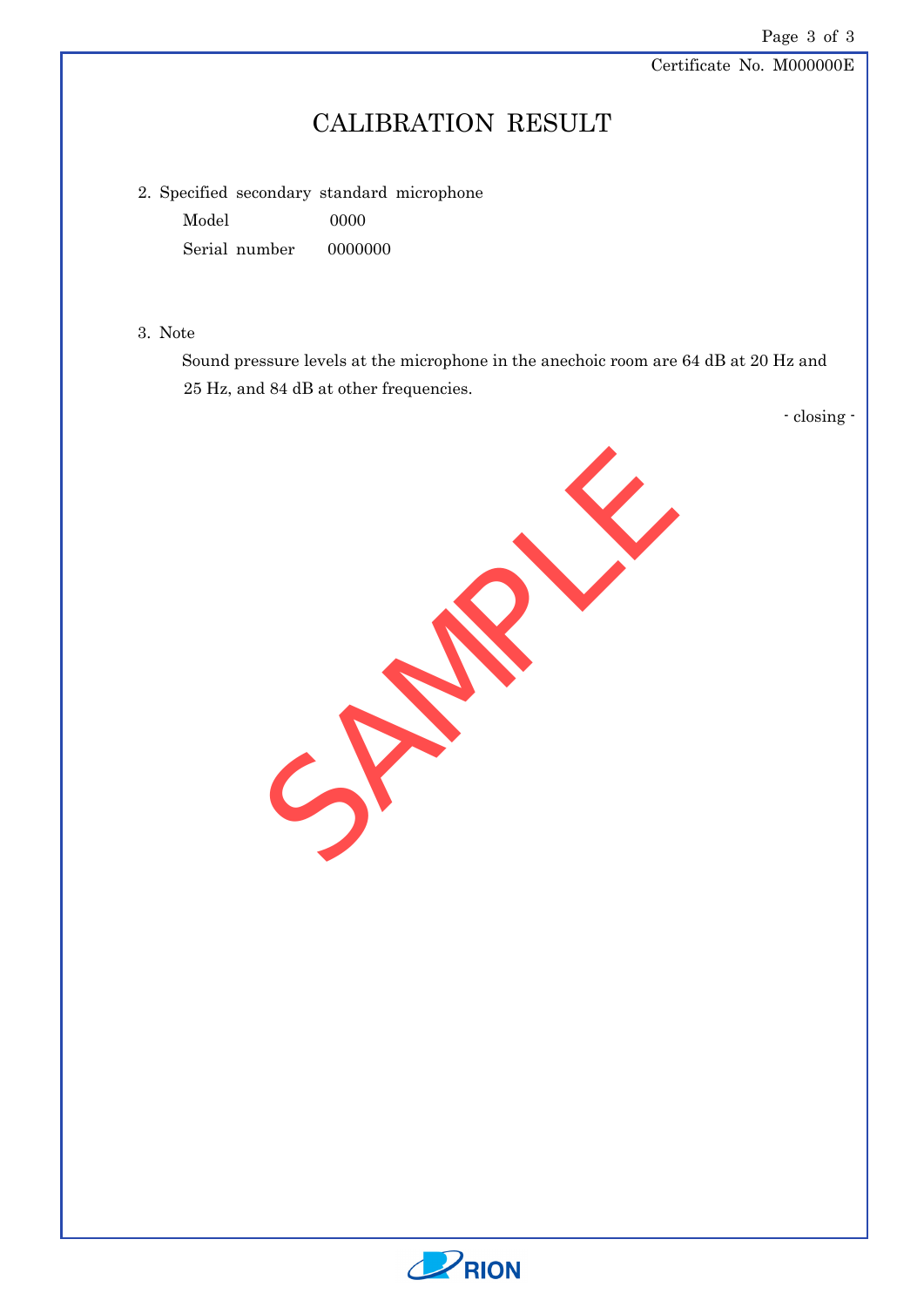Certificate No. M000000E

# CALIBRATION RESULT

2. Specified secondary standard microphone

| | |
|---|---|
| Model | 0000 |
| Serial number | 0000000 |

3. Note

Sound pressure levels at the microphone in the anechoic room are 64 dB at 20 Hz and 25 Hz, and 84 dB at other frequencies.

- closing -

SAMPLE